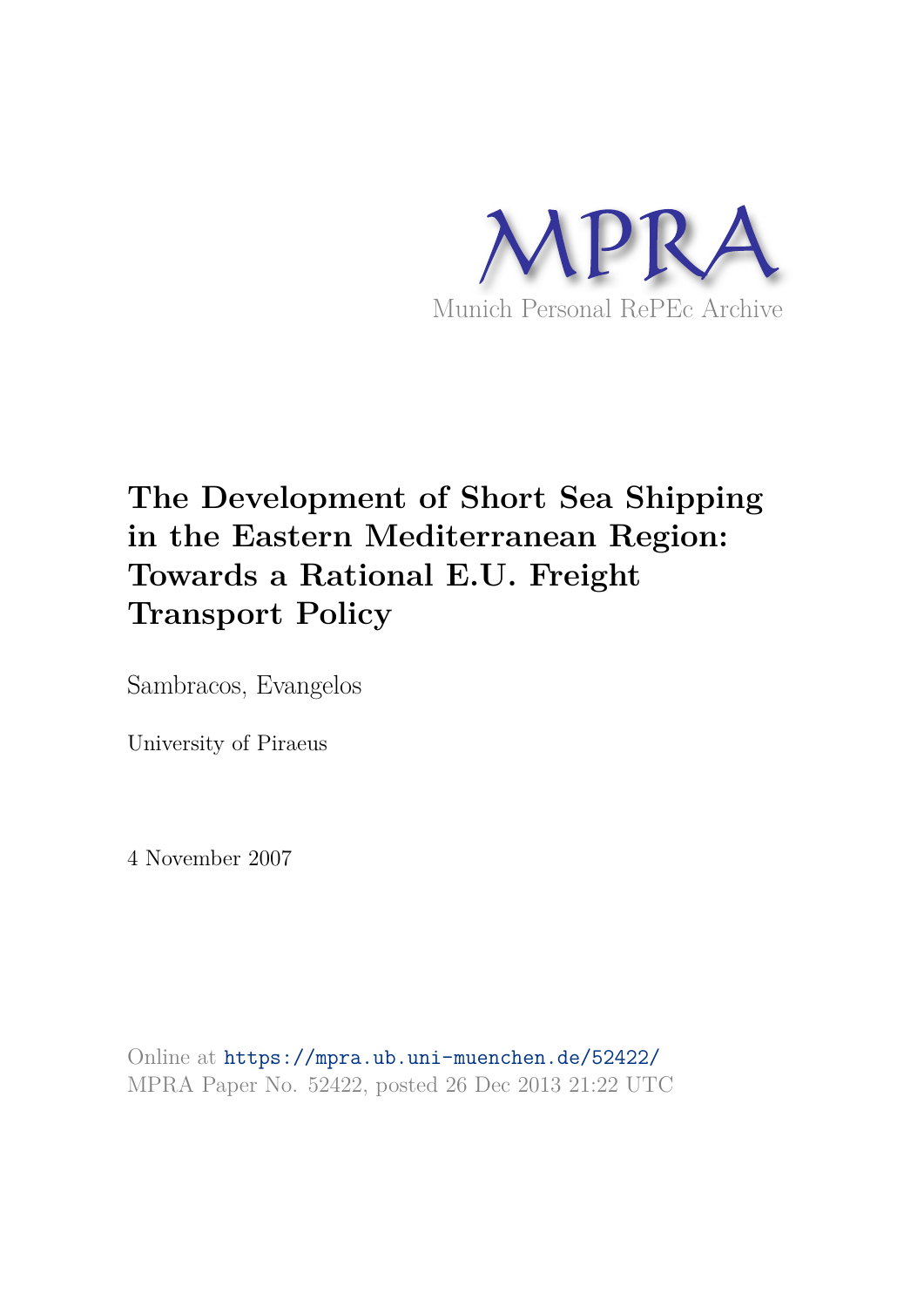MPRA

Munich Personal RePEc Archive

# The Development of Short Sea Shipping in the Eastern Mediterranean Region: Towards a Rational E.U. Freight Transport Policy

Sambracos, Evangelos

University of Piraeus

4 November 2007

Online at https://mpra.ub.uni-muenchen.de/52422/
MPRA Paper No. 52422, posted 26 Dec 2013 21:22 UTC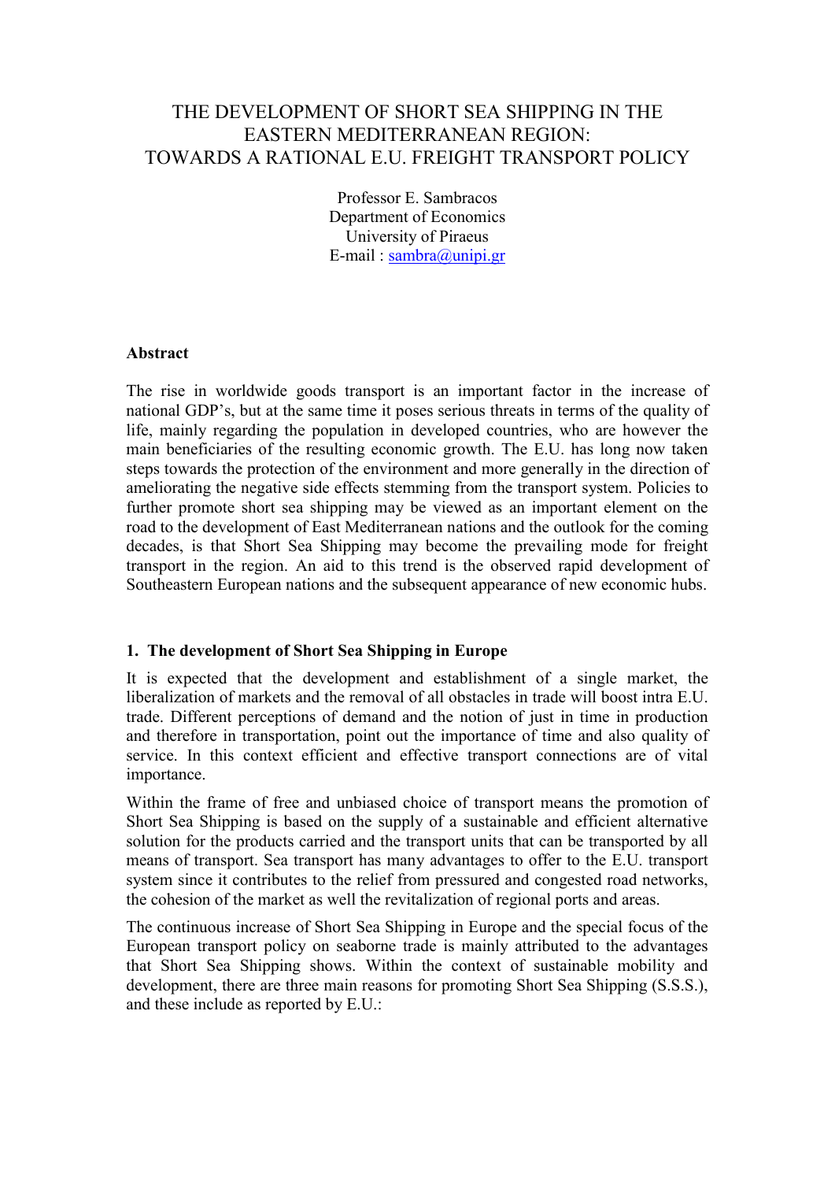# THE DEVELOPMENT OF SHORT SEA SHIPPING IN THE EASTERN MEDITERRANEAN REGION: TOWARDS A RATIONAL E.U. FREIGHT TRANSPORT POLICY

Professor E. Sambracos
Department of Economics
University of Piraeus
E-mail : sambra@unipi.gr

**Abstract**

The rise in worldwide goods transport is an important factor in the increase of national GDP's, but at the same time it poses serious threats in terms of the quality of life, mainly regarding the population in developed countries, who are however the main beneficiaries of the resulting economic growth. The E.U. has long now taken steps towards the protection of the environment and more generally in the direction of ameliorating the negative side effects stemming from the transport system. Policies to further promote short sea shipping may be viewed as an important element on the road to the development of East Mediterranean nations and the outlook for the coming decades, is that Short Sea Shipping may become the prevailing mode for freight transport in the region. An aid to this trend is the observed rapid development of Southeastern European nations and the subsequent appearance of new economic hubs.

## 1. The development of Short Sea Shipping in Europe

It is expected that the development and establishment of a single market, the liberalization of markets and the removal of all obstacles in trade will boost intra E.U. trade. Different perceptions of demand and the notion of just in time in production and therefore in transportation, point out the importance of time and also quality of service. In this context efficient and effective transport connections are of vital importance.

Within the frame of free and unbiased choice of transport means the promotion of Short Sea Shipping is based on the supply of a sustainable and efficient alternative solution for the products carried and the transport units that can be transported by all means of transport. Sea transport has many advantages to offer to the E.U. transport system since it contributes to the relief from pressured and congested road networks, the cohesion of the market as well the revitalization of regional ports and areas.

The continuous increase of Short Sea Shipping in Europe and the special focus of the European transport policy on seaborne trade is mainly attributed to the advantages that Short Sea Shipping shows. Within the context of sustainable mobility and development, there are three main reasons for promoting Short Sea Shipping (S.S.S.), and these include as reported by E.U.: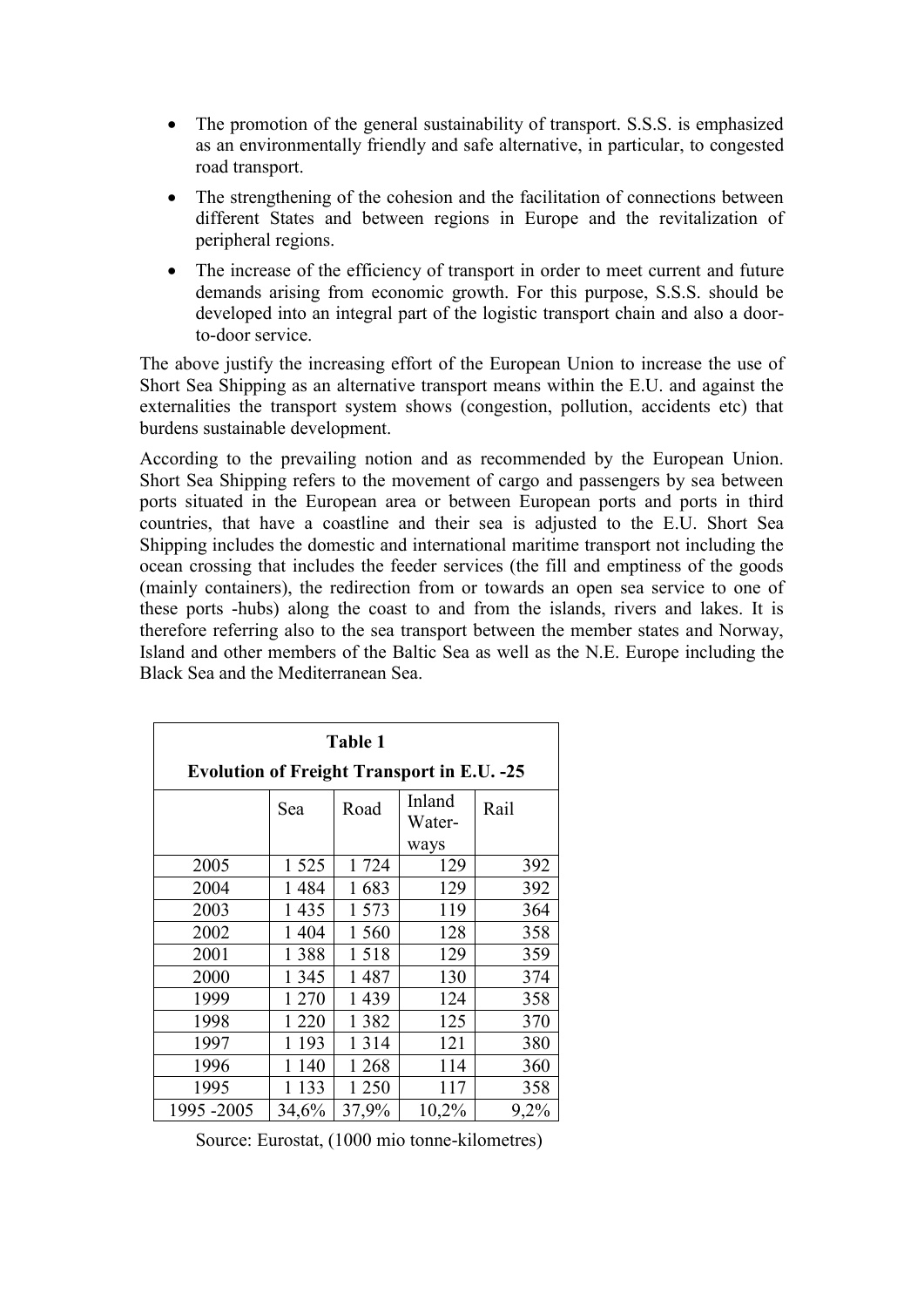- The promotion of the general sustainability of transport. S.S.S. is emphasized as an environmentally friendly and safe alternative, in particular, to congested road transport.
- The strengthening of the cohesion and the facilitation of connections between different States and between regions in Europe and the revitalization of peripheral regions.
- The increase of the efficiency of transport in order to meet current and future demands arising from economic growth. For this purpose, S.S.S. should be developed into an integral part of the logistic transport chain and also a door-to-door service.

The above justify the increasing effort of the European Union to increase the use of Short Sea Shipping as an alternative transport means within the E.U. and against the externalities the transport system shows (congestion, pollution, accidents etc) that burdens sustainable development.

According to the prevailing notion and as recommended by the European Union. Short Sea Shipping refers to the movement of cargo and passengers by sea between ports situated in the European area or between European ports and ports in third countries, that have a coastline and their sea is adjusted to the E.U. Short Sea Shipping includes the domestic and international maritime transport not including the ocean crossing that includes the feeder services (the fill and emptiness of the goods (mainly containers), the redirection from or towards an open sea service to one of these ports -hubs) along the coast to and from the islands, rivers and lakes. It is therefore referring also to the sea transport between the member states and Norway, Island and other members of the Baltic Sea as well as the N.E. Europe including the Black Sea and the Mediterranean Sea.

**Table 1**
**Evolution of Freight Transport in E.U. -25**

| | Sea | Road | Inland Water-ways | Rail |
|---|---|---|---|---|
| 2005 | 1 525 | 1 724 | 129 | 392 |
| 2004 | 1 484 | 1 683 | 129 | 392 |
| 2003 | 1 435 | 1 573 | 119 | 364 |
| 2002 | 1 404 | 1 560 | 128 | 358 |
| 2001 | 1 388 | 1 518 | 129 | 359 |
| 2000 | 1 345 | 1 487 | 130 | 374 |
| 1999 | 1 270 | 1 439 | 124 | 358 |
| 1998 | 1 220 | 1 382 | 125 | 370 |
| 1997 | 1 193 | 1 314 | 121 | 380 |
| 1996 | 1 140 | 1 268 | 114 | 360 |
| 1995 | 1 133 | 1 250 | 117 | 358 |
| 1995 -2005 | 34,6% | 37,9% | 10,2% | 9,2% |

Source: Eurostat, (1000 mio tonne-kilometres)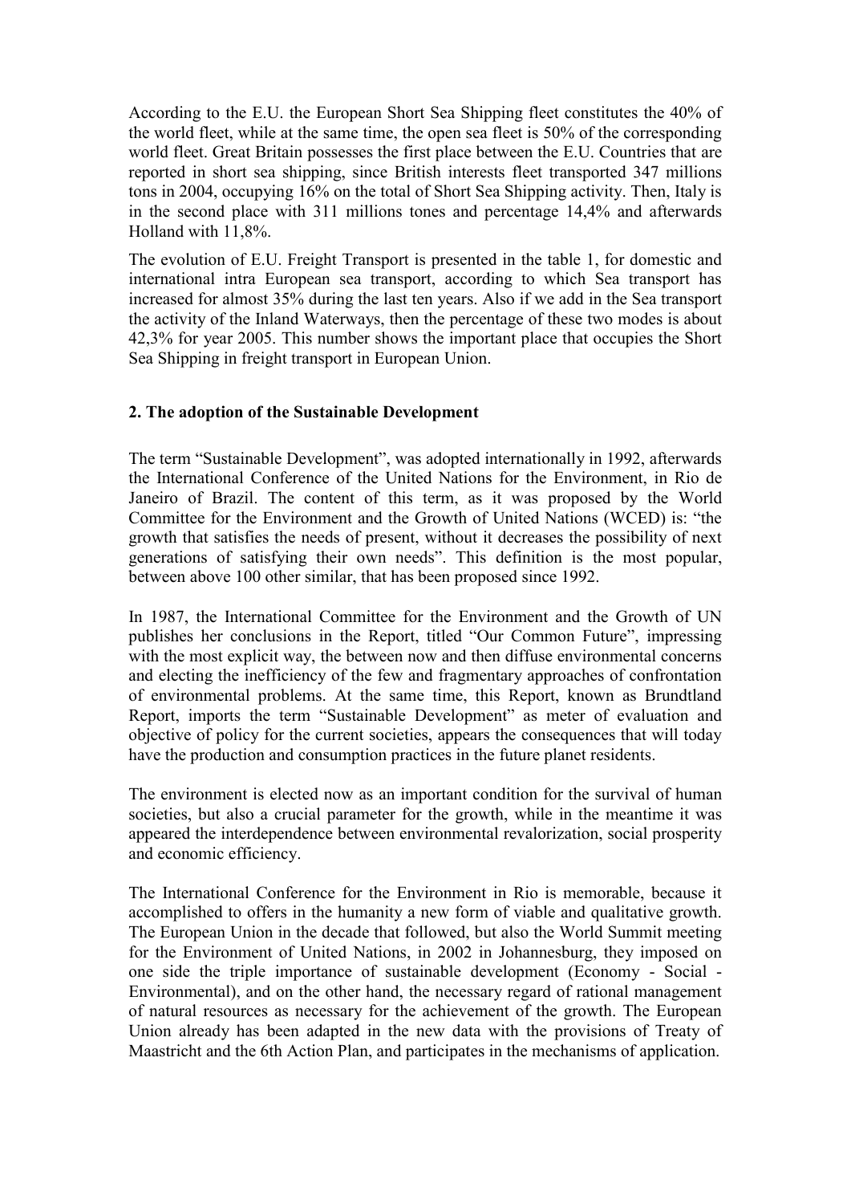According to the E.U. the European Short Sea Shipping fleet constitutes the 40% of the world fleet, while at the same time, the open sea fleet is 50% of the corresponding world fleet. Great Britain possesses the first place between the E.U. Countries that are reported in short sea shipping, since British interests fleet transported 347 millions tons in 2004, occupying 16% on the total of Short Sea Shipping activity. Then, Italy is in the second place with 311 millions tones and percentage 14,4% and afterwards Holland with 11,8%.

The evolution of E.U. Freight Transport is presented in the table 1, for domestic and international intra European sea transport, according to which Sea transport has increased for almost 35% during the last ten years. Also if we add in the Sea transport the activity of the Inland Waterways, then the percentage of these two modes is about 42,3% for year 2005. This number shows the important place that occupies the Short Sea Shipping in freight transport in European Union.

## 2. The adoption of the Sustainable Development

The term "Sustainable Development", was adopted internationally in 1992, afterwards the International Conference of the United Nations for the Environment, in Rio de Janeiro of Brazil. The content of this term, as it was proposed by the World Committee for the Environment and the Growth of United Nations (WCED) is: "the growth that satisfies the needs of present, without it decreases the possibility of next generations of satisfying their own needs". This definition is the most popular, between above 100 other similar, that has been proposed since 1992.

In 1987, the International Committee for the Environment and the Growth of UN publishes her conclusions in the Report, titled "Our Common Future", impressing with the most explicit way, the between now and then diffuse environmental concerns and electing the inefficiency of the few and fragmentary approaches of confrontation of environmental problems. At the same time, this Report, known as Brundtland Report, imports the term "Sustainable Development" as meter of evaluation and objective of policy for the current societies, appears the consequences that will today have the production and consumption practices in the future planet residents.

The environment is elected now as an important condition for the survival of human societies, but also a crucial parameter for the growth, while in the meantime it was appeared the interdependence between environmental revalorization, social prosperity and economic efficiency.

The International Conference for the Environment in Rio is memorable, because it accomplished to offers in the humanity a new form of viable and qualitative growth. The European Union in the decade that followed, but also the World Summit meeting for the Environment of United Nations, in 2002 in Johannesburg, they imposed on one side the triple importance of sustainable development (Economy - Social - Environmental), and on the other hand, the necessary regard of rational management of natural resources as necessary for the achievement of the growth. The European Union already has been adapted in the new data with the provisions of Treaty of Maastricht and the 6th Action Plan, and participates in the mechanisms of application.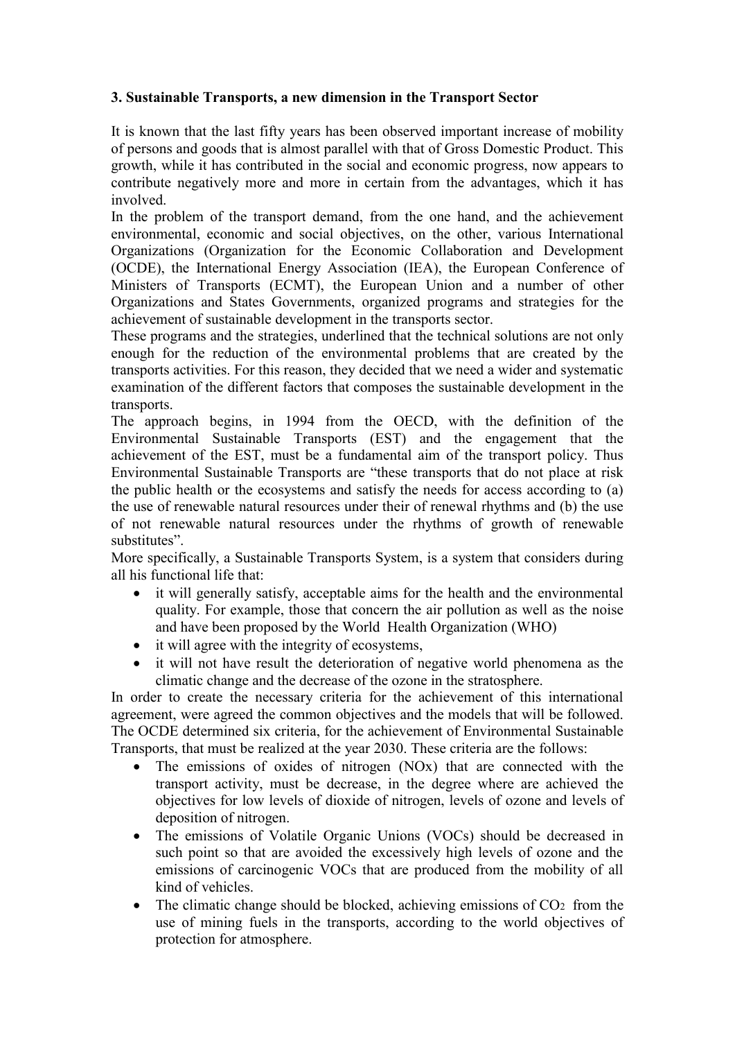### 3. Sustainable Transports, a new dimension in the Transport Sector

It is known that the last fifty years has been observed important increase of mobility of persons and goods that is almost parallel with that of Gross Domestic Product. This growth, while it has contributed in the social and economic progress, now appears to contribute negatively more and more in certain from the advantages, which it has involved.

In the problem of the transport demand, from the one hand, and the achievement environmental, economic and social objectives, on the other, various International Organizations (Organization for the Economic Collaboration and Development (OCDE), the International Energy Association (IEA), the European Conference of Ministers of Transports (ECMT), the European Union and a number of other Organizations and States Governments, organized programs and strategies for the achievement of sustainable development in the transports sector.

These programs and the strategies, underlined that the technical solutions are not only enough for the reduction of the environmental problems that are created by the transports activities. For this reason, they decided that we need a wider and systematic examination of the different factors that composes the sustainable development in the transports.

The approach begins, in 1994 from the OECD, with the definition of the Environmental Sustainable Transports (EST) and the engagement that the achievement of the EST, must be a fundamental aim of the transport policy. Thus Environmental Sustainable Transports are "these transports that do not place at risk the public health or the ecosystems and satisfy the needs for access according to (a) the use of renewable natural resources under their of renewal rhythms and (b) the use of not renewable natural resources under the rhythms of growth of renewable substitutes".

More specifically, a Sustainable Transports System, is a system that considers during all his functional life that:

- it will generally satisfy, acceptable aims for the health and the environmental quality. For example, those that concern the air pollution as well as the noise and have been proposed by the World Health Organization (WHO)
- it will agree with the integrity of ecosystems,
- it will not have result the deterioration of negative world phenomena as the climatic change and the decrease of the ozone in the stratosphere.

In order to create the necessary criteria for the achievement of this international agreement, were agreed the common objectives and the models that will be followed. The OCDE determined six criteria, for the achievement of Environmental Sustainable Transports, that must be realized at the year 2030. These criteria are the follows:

- The emissions of oxides of nitrogen (NOx) that are connected with the transport activity, must be decrease, in the degree where are achieved the objectives for low levels of dioxide of nitrogen, levels of ozone and levels of deposition of nitrogen.
- The emissions of Volatile Organic Unions (VOCs) should be decreased in such point so that are avoided the excessively high levels of ozone and the emissions of carcinogenic VOCs that are produced from the mobility of all kind of vehicles.
- The climatic change should be blocked, achieving emissions of $CO_2$ from the use of mining fuels in the transports, according to the world objectives of protection for atmosphere.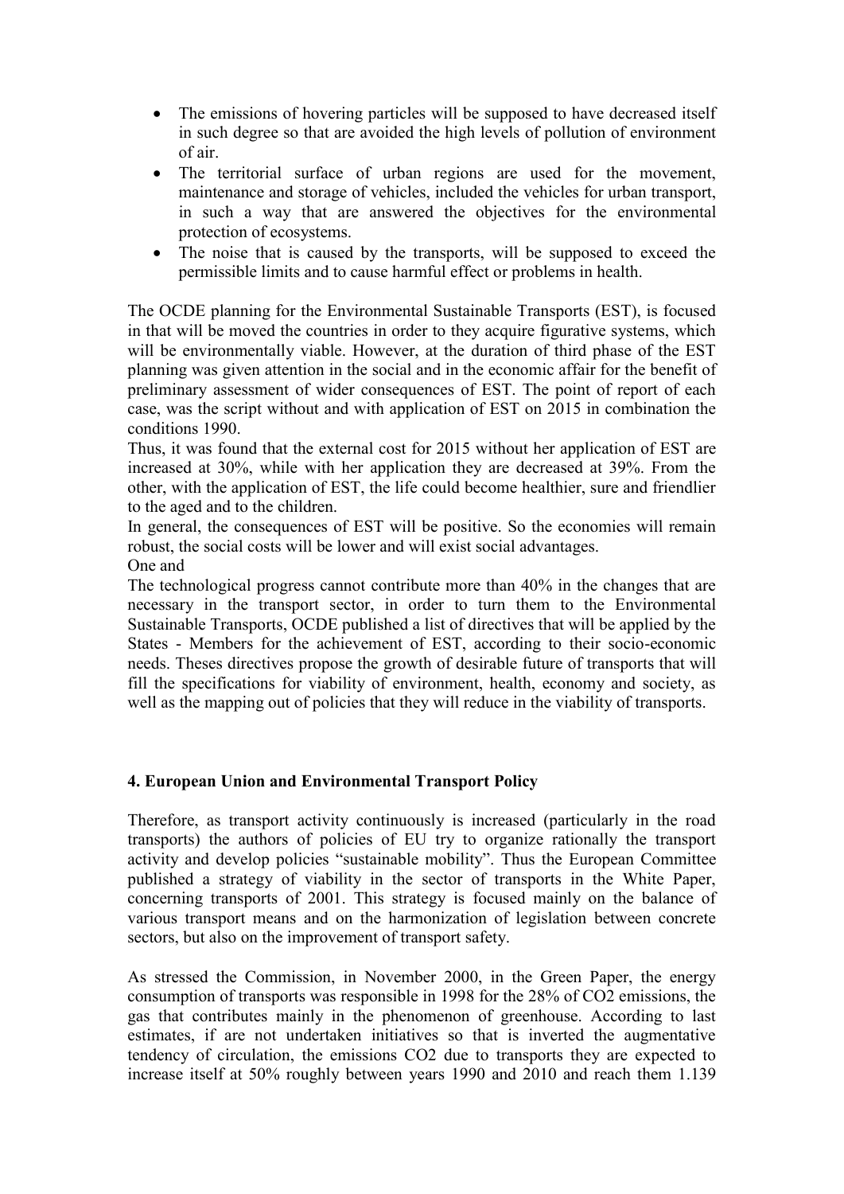- The emissions of hovering particles will be supposed to have decreased itself in such degree so that are avoided the high levels of pollution of environment of air.
- The territorial surface of urban regions are used for the movement, maintenance and storage of vehicles, included the vehicles for urban transport, in such a way that are answered the objectives for the environmental protection of ecosystems.
- The noise that is caused by the transports, will be supposed to exceed the permissible limits and to cause harmful effect or problems in health.

The OCDE planning for the Environmental Sustainable Transports (EST), is focused in that will be moved the countries in order to they acquire figurative systems, which will be environmentally viable. However, at the duration of third phase of the EST planning was given attention in the social and in the economic affair for the benefit of preliminary assessment of wider consequences of EST. The point of report of each case, was the script without and with application of EST on 2015 in combination the conditions 1990.

Thus, it was found that the external cost for 2015 without her application of EST are increased at 30%, while with her application they are decreased at 39%. From the other, with the application of EST, the life could become healthier, sure and friendlier to the aged and to the children.

In general, the consequences of EST will be positive. So the economies will remain robust, the social costs will be lower and will exist social advantages.

One and

The technological progress cannot contribute more than 40% in the changes that are necessary in the transport sector, in order to turn them to the Environmental Sustainable Transports, OCDE published a list of directives that will be applied by the States - Members for the achievement of EST, according to their socio-economic needs. Theses directives propose the growth of desirable future of transports that will fill the specifications for viability of environment, health, economy and society, as well as the mapping out of policies that they will reduce in the viability of transports.

## 4. European Union and Environmental Transport Policy

Therefore, as transport activity continuously is increased (particularly in the road transports) the authors of policies of EU try to organize rationally the transport activity and develop policies "sustainable mobility". Thus the European Committee published a strategy of viability in the sector of transports in the White Paper, concerning transports of 2001. This strategy is focused mainly on the balance of various transport means and on the harmonization of legislation between concrete sectors, but also on the improvement of transport safety.

As stressed the Commission, in November 2000, in the Green Paper, the energy consumption of transports was responsible in 1998 for the 28% of $CO_2$ emissions, the gas that contributes mainly in the phenomenon of greenhouse. According to last estimates, if are not undertaken initiatives so that is inverted the augmentative tendency of circulation, the emissions $CO_2$ due to transports they are expected to increase itself at 50% roughly between years 1990 and 2010 and reach them 1.139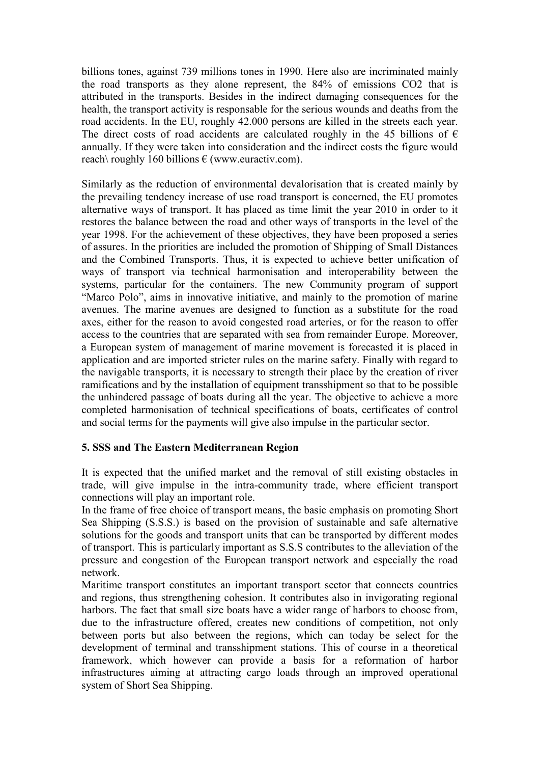billions tones, against 739 millions tones in 1990. Here also are incriminated mainly the road transports as they alone represent, the 84% of emissions CO2 that is attributed in the transports. Besides in the indirect damaging consequences for the health, the transport activity is responsable for the serious wounds and deaths from the road accidents. In the EU, roughly 42.000 persons are killed in the streets each year. The direct costs of road accidents are calculated roughly in the 45 billions of € annually. If they were taken into consideration and the indirect costs the figure would reach\ roughly 160 billions € (www.euractiv.com).

Similarly as the reduction of environmental devalorisation that is created mainly by the prevailing tendency increase of use road transport is concerned, the EU promotes alternative ways of transport. It has placed as time limit the year 2010 in order to it restores the balance between the road and other ways of transports in the level of the year 1998. For the achievement of these objectives, they have been proposed a series of assures. In the priorities are included the promotion of Shipping of Small Distances and the Combined Transports. Thus, it is expected to achieve better unification of ways of transport via technical harmonisation and interoperability between the systems, particular for the containers. The new Community program of support "Marco Polo", aims in innovative initiative, and mainly to the promotion of marine avenues. The marine avenues are designed to function as a substitute for the road axes, either for the reason to avoid congested road arteries, or for the reason to offer access to the countries that are separated with sea from remainder Europe. Moreover, a European system of management of marine movement is forecasted it is placed in application and are imported stricter rules on the marine safety. Finally with regard to the navigable transports, it is necessary to strength their place by the creation of river ramifications and by the installation of equipment transshipment so that to be possible the unhindered passage of boats during all the year. The objective to achieve a more completed harmonisation of technical specifications of boats, certificates of control and social terms for the payments will give also impulse in the particular sector.

## 5. SSS and The Eastern Mediterranean Region

It is expected that the unified market and the removal of still existing obstacles in trade, will give impulse in the intra-community trade, where efficient transport connections will play an important role.

In the frame of free choice of transport means, the basic emphasis on promoting Short Sea Shipping (S.S.S.) is based on the provision of sustainable and safe alternative solutions for the goods and transport units that can be transported by different modes of transport. This is particularly important as S.S.S contributes to the alleviation of the pressure and congestion of the European transport network and especially the road network.

Maritime transport constitutes an important transport sector that connects countries and regions, thus strengthening cohesion. It contributes also in invigorating regional harbors. The fact that small size boats have a wider range of harbors to choose from, due to the infrastructure offered, creates new conditions of competition, not only between ports but also between the regions, which can today be select for the development of terminal and transshipment stations. This of course in a theoretical framework, which however can provide a basis for a reformation of harbor infrastructures aiming at attracting cargo loads through an improved operational system of Short Sea Shipping.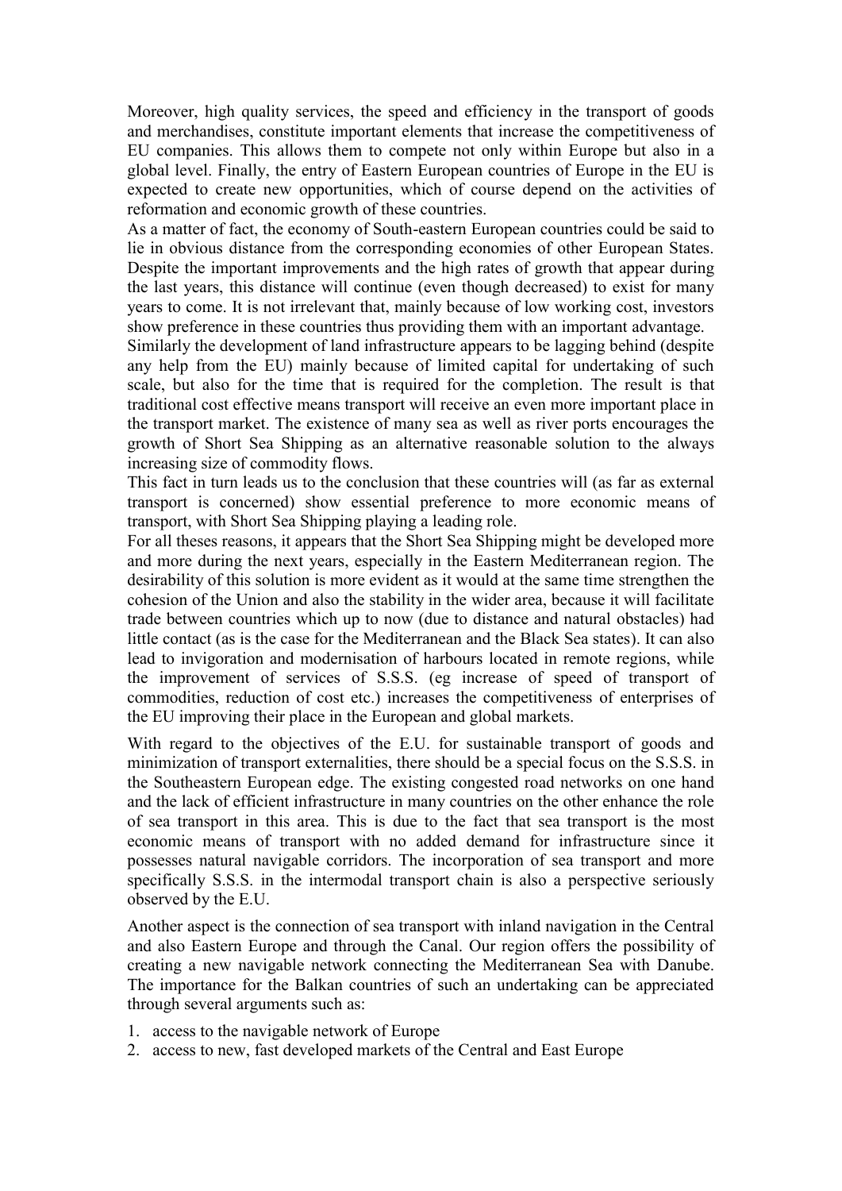Moreover, high quality services, the speed and efficiency in the transport of goods and merchandises, constitute important elements that increase the competitiveness of EU companies. This allows them to compete not only within Europe but also in a global level. Finally, the entry of Eastern European countries of Europe in the EU is expected to create new opportunities, which of course depend on the activities of reformation and economic growth of these countries.

As a matter of fact, the economy of South-eastern European countries could be said to lie in obvious distance from the corresponding economies of other European States. Despite the important improvements and the high rates of growth that appear during the last years, this distance will continue (even though decreased) to exist for many years to come. It is not irrelevant that, mainly because of low working cost, investors show preference in these countries thus providing them with an important advantage.

Similarly the development of land infrastructure appears to be lagging behind (despite any help from the EU) mainly because of limited capital for undertaking of such scale, but also for the time that is required for the completion. The result is that traditional cost effective means transport will receive an even more important place in the transport market. The existence of many sea as well as river ports encourages the growth of Short Sea Shipping as an alternative reasonable solution to the always increasing size of commodity flows.

This fact in turn leads us to the conclusion that these countries will (as far as external transport is concerned) show essential preference to more economic means of transport, with Short Sea Shipping playing a leading role.

For all theses reasons, it appears that the Short Sea Shipping might be developed more and more during the next years, especially in the Eastern Mediterranean region. The desirability of this solution is more evident as it would at the same time strengthen the cohesion of the Union and also the stability in the wider area, because it will facilitate trade between countries which up to now (due to distance and natural obstacles) had little contact (as is the case for the Mediterranean and the Black Sea states). It can also lead to invigoration and modernisation of harbours located in remote regions, while the improvement of services of S.S.S. (eg increase of speed of transport of commodities, reduction of cost etc.) increases the competitiveness of enterprises of the EU improving their place in the European and global markets.

With regard to the objectives of the E.U. for sustainable transport of goods and minimization of transport externalities, there should be a special focus on the S.S.S. in the Southeastern European edge. The existing congested road networks on one hand and the lack of efficient infrastructure in many countries on the other enhance the role of sea transport in this area. This is due to the fact that sea transport is the most economic means of transport with no added demand for infrastructure since it possesses natural navigable corridors. The incorporation of sea transport and more specifically S.S.S. in the intermodal transport chain is also a perspective seriously observed by the E.U.

Another aspect is the connection of sea transport with inland navigation in the Central and also Eastern Europe and through the Canal. Our region offers the possibility of creating a new navigable network connecting the Mediterranean Sea with Danube. The importance for the Balkan countries of such an undertaking can be appreciated through several arguments such as:

1. access to the navigable network of Europe
2. access to new, fast developed markets of the Central and East Europe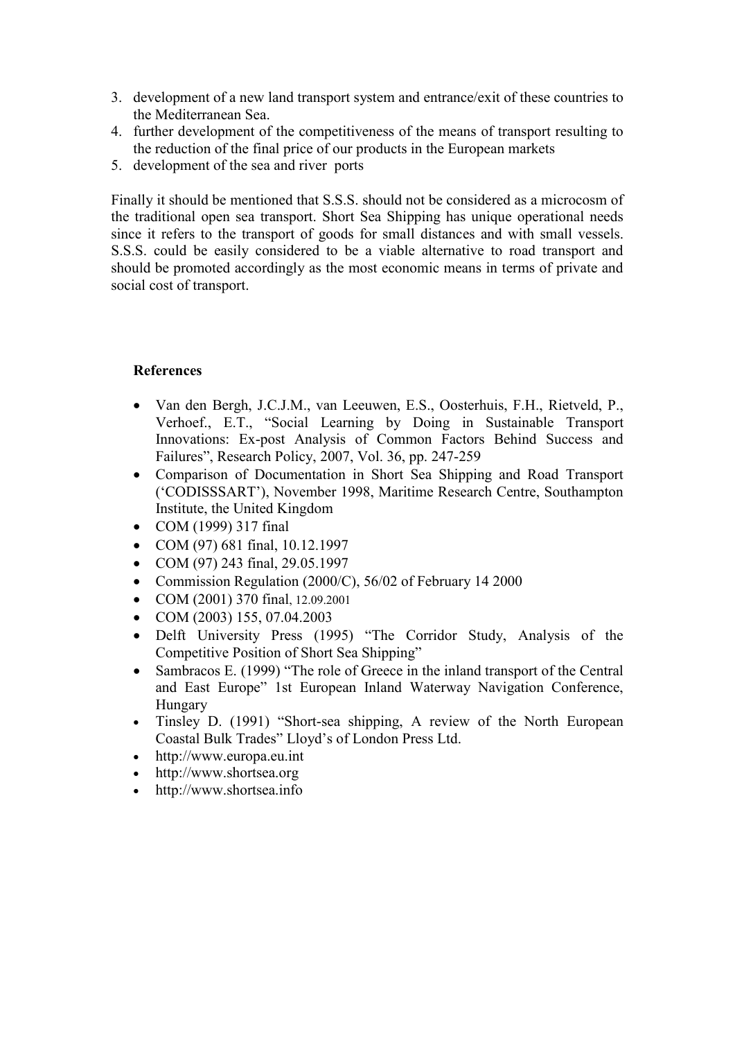3. development of a new land transport system and entrance/exit of these countries to the Mediterranean Sea.
4. further development of the competitiveness of the means of transport resulting to the reduction of the final price of our products in the European markets
5. development of the sea and river ports

Finally it should be mentioned that S.S.S. should not be considered as a microcosm of the traditional open sea transport. Short Sea Shipping has unique operational needs since it refers to the transport of goods for small distances and with small vessels. S.S.S. could be easily considered to be a viable alternative to road transport and should be promoted accordingly as the most economic means in terms of private and social cost of transport.

**References**

- Van den Bergh, J.C.J.M., van Leeuwen, E.S., Oosterhuis, F.H., Rietveld, P., Verhoef., E.T., "Social Learning by Doing in Sustainable Transport Innovations: Ex-post Analysis of Common Factors Behind Success and Failures", Research Policy, 2007, Vol. 36, pp. 247-259
- Comparison of Documentation in Short Sea Shipping and Road Transport ('CODISSSART'), November 1998, Maritime Research Centre, Southampton Institute, the United Kingdom
- COM (1999) 317 final
- COM (97) 681 final, 10.12.1997
- COM (97) 243 final, 29.05.1997
- Commission Regulation (2000/C), 56/02 of February 14 2000
- COM (2001) 370 final, 12.09.2001
- COM (2003) 155, 07.04.2003
- Delft University Press (1995) "The Corridor Study, Analysis of the Competitive Position of Short Sea Shipping"
- Sambracos E. (1999) "The role of Greece in the inland transport of the Central and East Europe" 1st European Inland Waterway Navigation Conference, Hungary
- Tinsley D. (1991) "Short-sea shipping, A review of the North European Coastal Bulk Trades" Lloyd's of London Press Ltd.
- http://www.europa.eu.int
- http://www.shortsea.org
- http://www.shortsea.info